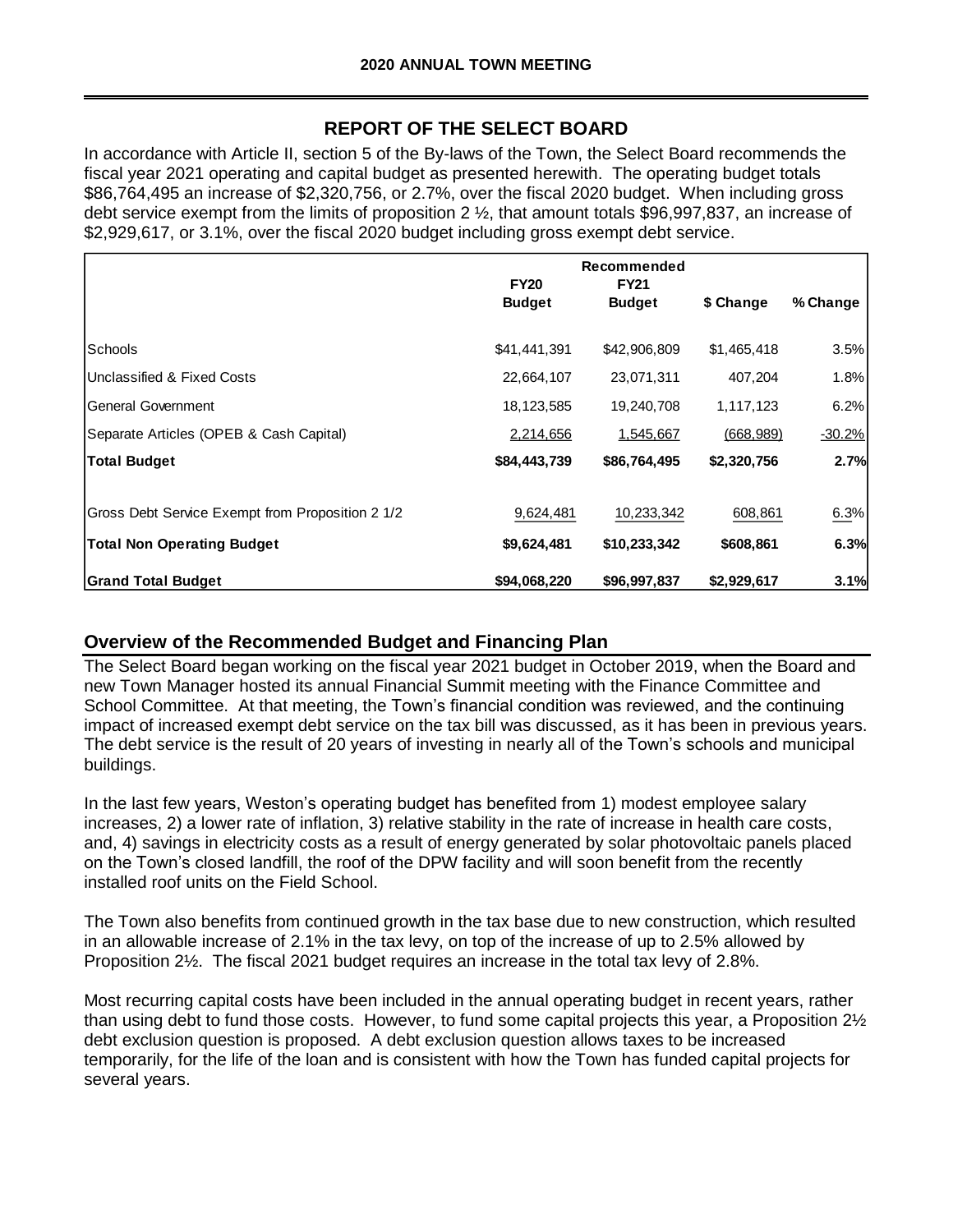**2020 ANNUAL TOWN MEETING**

## REPORT OF THE SELECT BOARD

In accordance with Article II, section 5 of the By-laws of the Town, the Select Board recommends the fiscal year 2021 operating and capital budget as presented herewith. The operating budget totals $86,764,495 an increase of $2,320,756, or 2.7%, over the fiscal 2020 budget. When including gross debt service exempt from the limits of proposition 2 ½, that amount totals $96,997,837, an increase of $2,929,617, or 3.1%, over the fiscal 2020 budget including gross exempt debt service.

| | FY20 Budget | Recommended FY21 Budget | $ Change | % Change |
|---|---|---|---|---|
| Schools | $41,441,391 | $42,906,809 | $1,465,418 | 3.5% |
| Unclassified & Fixed Costs | 22,664,107 | 23,071,311 | 407,204 | 1.8% |
| General Government | 18,123,585 | 19,240,708 | 1,117,123 | 6.2% |
| Separate Articles (OPEB & Cash Capital) | 2,214,656 | 1,545,667 | (668,989) | -30.2% |
| **Total Budget** | **$84,443,739** | **$86,764,495** | **$2,320,756** | **2.7%** |
| Gross Debt Service Exempt from Proposition 2 1/2 | 9,624,481 | 10,233,342 | 608,861 | 6.3% |
| **Total Non Operating Budget** | **$9,624,481** | **$10,233,342** | **$608,861** | **6.3%** |
| **Grand Total Budget** | **$94,068,220** | **$96,997,837** | **$2,929,617** | **3.1%** |

## Overview of the Recommended Budget and Financing Plan

The Select Board began working on the fiscal year 2021 budget in October 2019, when the Board and new Town Manager hosted its annual Financial Summit meeting with the Finance Committee and School Committee. At that meeting, the Town's financial condition was reviewed, and the continuing impact of increased exempt debt service on the tax bill was discussed, as it has been in previous years. The debt service is the result of 20 years of investing in nearly all of the Town's schools and municipal buildings.

In the last few years, Weston's operating budget has benefited from 1) modest employee salary increases, 2) a lower rate of inflation, 3) relative stability in the rate of increase in health care costs, and, 4) savings in electricity costs as a result of energy generated by solar photovoltaic panels placed on the Town's closed landfill, the roof of the DPW facility and will soon benefit from the recently installed roof units on the Field School.

The Town also benefits from continued growth in the tax base due to new construction, which resulted in an allowable increase of 2.1% in the tax levy, on top of the increase of up to 2.5% allowed by Proposition 2½. The fiscal 2021 budget requires an increase in the total tax levy of 2.8%.

Most recurring capital costs have been included in the annual operating budget in recent years, rather than using debt to fund those costs. However, to fund some capital projects this year, a Proposition 2½ debt exclusion question is proposed. A debt exclusion question allows taxes to be increased temporarily, for the life of the loan and is consistent with how the Town has funded capital projects for several years.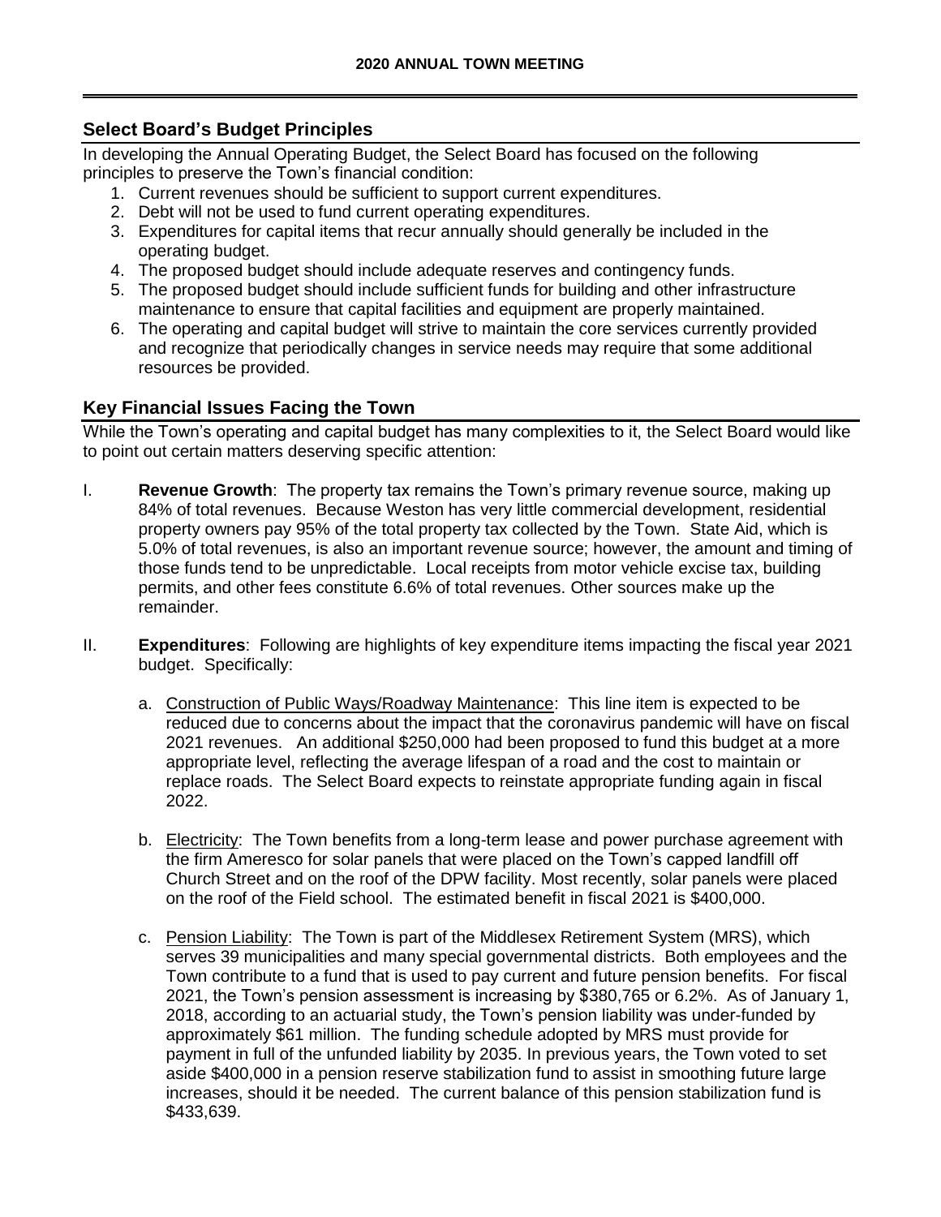## Select Board's Budget Principles

In developing the Annual Operating Budget, the Select Board has focused on the following principles to preserve the Town's financial condition:

1. Current revenues should be sufficient to support current expenditures.
2. Debt will not be used to fund current operating expenditures.
3. Expenditures for capital items that recur annually should generally be included in the operating budget.
4. The proposed budget should include adequate reserves and contingency funds.
5. The proposed budget should include sufficient funds for building and other infrastructure maintenance to ensure that capital facilities and equipment are properly maintained.
6. The operating and capital budget will strive to maintain the core services currently provided and recognize that periodically changes in service needs may require that some additional resources be provided.

## Key Financial Issues Facing the Town

While the Town's operating and capital budget has many complexities to it, the Select Board would like to point out certain matters deserving specific attention:

I. **Revenue Growth**: The property tax remains the Town's primary revenue source, making up 84% of total revenues. Because Weston has very little commercial development, residential property owners pay 95% of the total property tax collected by the Town. State Aid, which is 5.0% of total revenues, is also an important revenue source; however, the amount and timing of those funds tend to be unpredictable. Local receipts from motor vehicle excise tax, building permits, and other fees constitute 6.6% of total revenues. Other sources make up the remainder.

II. **Expenditures**: Following are highlights of key expenditure items impacting the fiscal year 2021 budget. Specifically:

   a. Construction of Public Ways/Roadway Maintenance: This line item is expected to be reduced due to concerns about the impact that the coronavirus pandemic will have on fiscal 2021 revenues. An additional $250,000 had been proposed to fund this budget at a more appropriate level, reflecting the average lifespan of a road and the cost to maintain or replace roads. The Select Board expects to reinstate appropriate funding again in fiscal 2022.

   b. Electricity: The Town benefits from a long-term lease and power purchase agreement with the firm Ameresco for solar panels that were placed on the Town's capped landfill off Church Street and on the roof of the DPW facility. Most recently, solar panels were placed on the roof of the Field school. The estimated benefit in fiscal 2021 is $400,000.

   c. Pension Liability: The Town is part of the Middlesex Retirement System (MRS), which serves 39 municipalities and many special governmental districts. Both employees and the Town contribute to a fund that is used to pay current and future pension benefits. For fiscal 2021, the Town's pension assessment is increasing by $380,765 or 6.2%. As of January 1, 2018, according to an actuarial study, the Town's pension liability was under-funded by approximately $61 million. The funding schedule adopted by MRS must provide for payment in full of the unfunded liability by 2035. In previous years, the Town voted to set aside $400,000 in a pension reserve stabilization fund to assist in smoothing future large increases, should it be needed. The current balance of this pension stabilization fund is $433,639.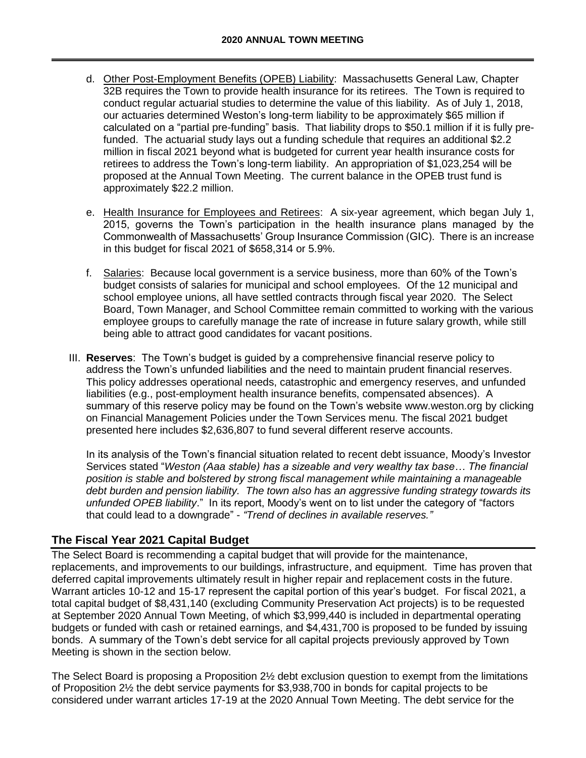d. Other Post-Employment Benefits (OPEB) Liability: Massachusetts General Law, Chapter 32B requires the Town to provide health insurance for its retirees. The Town is required to conduct regular actuarial studies to determine the value of this liability. As of July 1, 2018, our actuaries determined Weston's long-term liability to be approximately $65 million if calculated on a "partial pre-funding" basis. That liability drops to $50.1 million if it is fully pre-funded. The actuarial study lays out a funding schedule that requires an additional $2.2 million in fiscal 2021 beyond what is budgeted for current year health insurance costs for retirees to address the Town's long-term liability. An appropriation of $1,023,254 will be proposed at the Annual Town Meeting. The current balance in the OPEB trust fund is approximately $22.2 million.

e. Health Insurance for Employees and Retirees: A six-year agreement, which began July 1, 2015, governs the Town's participation in the health insurance plans managed by the Commonwealth of Massachusetts' Group Insurance Commission (GIC). There is an increase in this budget for fiscal 2021 of $658,314 or 5.9%.

f. Salaries: Because local government is a service business, more than 60% of the Town's budget consists of salaries for municipal and school employees. Of the 12 municipal and school employee unions, all have settled contracts through fiscal year 2020. The Select Board, Town Manager, and School Committee remain committed to working with the various employee groups to carefully manage the rate of increase in future salary growth, while still being able to attract good candidates for vacant positions.

III. **Reserves**: The Town's budget is guided by a comprehensive financial reserve policy to address the Town's unfunded liabilities and the need to maintain prudent financial reserves. This policy addresses operational needs, catastrophic and emergency reserves, and unfunded liabilities (e.g., post-employment health insurance benefits, compensated absences). A summary of this reserve policy may be found on the Town's website www.weston.org by clicking on Financial Management Policies under the Town Services menu. The fiscal 2021 budget presented here includes $2,636,807 to fund several different reserve accounts.

In its analysis of the Town's financial situation related to recent debt issuance, Moody's Investor Services stated "*Weston (Aaa stable) has a sizeable and very wealthy tax base… The financial position is stable and bolstered by strong fiscal management while maintaining a manageable debt burden and pension liability. The town also has an aggressive funding strategy towards its unfunded OPEB liability*." In its report, Moody's went on to list under the category of "factors that could lead to a downgrade" - *"Trend of declines in available reserves."*

## The Fiscal Year 2021 Capital Budget

The Select Board is recommending a capital budget that will provide for the maintenance, replacements, and improvements to our buildings, infrastructure, and equipment. Time has proven that deferred capital improvements ultimately result in higher repair and replacement costs in the future. Warrant articles 10-12 and 15-17 represent the capital portion of this year's budget. For fiscal 2021, a total capital budget of $8,431,140 (excluding Community Preservation Act projects) is to be requested at September 2020 Annual Town Meeting, of which $3,999,440 is included in departmental operating budgets or funded with cash or retained earnings, and $4,431,700 is proposed to be funded by issuing bonds. A summary of the Town's debt service for all capital projects previously approved by Town Meeting is shown in the section below.

The Select Board is proposing a Proposition 2½ debt exclusion question to exempt from the limitations of Proposition 2½ the debt service payments for $3,938,700 in bonds for capital projects to be considered under warrant articles 17-19 at the 2020 Annual Town Meeting. The debt service for the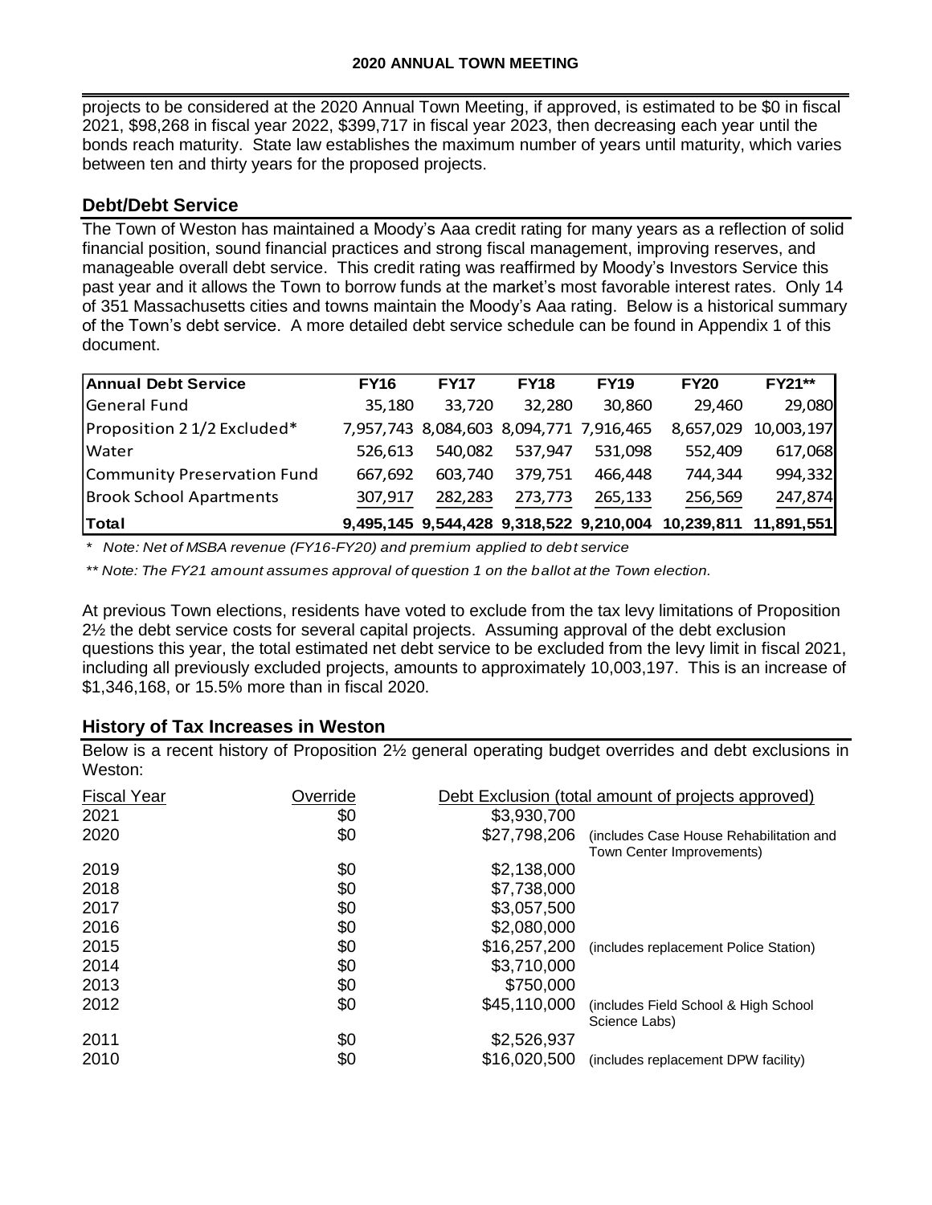projects to be considered at the 2020 Annual Town Meeting, if approved, is estimated to be $0 in fiscal 2021, $98,268 in fiscal year 2022, $399,717 in fiscal year 2023, then decreasing each year until the bonds reach maturity. State law establishes the maximum number of years until maturity, which varies between ten and thirty years for the proposed projects.

## Debt/Debt Service

The Town of Weston has maintained a Moody's Aaa credit rating for many years as a reflection of solid financial position, sound financial practices and strong fiscal management, improving reserves, and manageable overall debt service. This credit rating was reaffirmed by Moody's Investors Service this past year and it allows the Town to borrow funds at the market's most favorable interest rates. Only 14 of 351 Massachusetts cities and towns maintain the Moody's Aaa rating. Below is a historical summary of the Town's debt service. A more detailed debt service schedule can be found in Appendix 1 of this document.

| Annual Debt Service | FY16 | FY17 | FY18 | FY19 | FY20 | FY21** |
|---|---|---|---|---|---|---|
| General Fund | 35,180 | 33,720 | 32,280 | 30,860 | 29,460 | 29,080 |
| Proposition 2 1/2 Excluded* | 7,957,743 | 8,084,603 | 8,094,771 | 7,916,465 | 8,657,029 | 10,003,197 |
| Water | 526,613 | 540,082 | 537,947 | 531,098 | 552,409 | 617,068 |
| Community Preservation Fund | 667,692 | 603,740 | 379,751 | 466,448 | 744,344 | 994,332 |
| Brook School Apartments | 307,917 | 282,283 | 273,773 | 265,133 | 256,569 | 247,874 |
| **Total** | **9,495,145** | **9,544,428** | **9,318,522** | **9,210,004** | **10,239,811** | **11,891,551** |

*\* Note: Net of MSBA revenue (FY16-FY20) and premium applied to debt service*

*\*\* Note: The FY21 amount assumes approval of question 1 on the ballot at the Town election.*

At previous Town elections, residents have voted to exclude from the tax levy limitations of Proposition 2½ the debt service costs for several capital projects. Assuming approval of the debt exclusion questions this year, the total estimated net debt service to be excluded from the levy limit in fiscal 2021, including all previously excluded projects, amounts to approximately 10,003,197. This is an increase of $1,346,168, or 15.5% more than in fiscal 2020.

## History of Tax Increases in Weston

Below is a recent history of Proposition 2½ general operating budget overrides and debt exclusions in Weston:

| Fiscal Year | Override | Debt Exclusion (total amount of projects approved) | |
|---|---|---|---|
| 2021 | $0 | $3,930,700 | |
| 2020 | $0 | $27,798,206 | (includes Case House Rehabilitation and Town Center Improvements) |
| 2019 | $0 | $2,138,000 | |
| 2018 | $0 | $7,738,000 | |
| 2017 | $0 | $3,057,500 | |
| 2016 | $0 | $2,080,000 | |
| 2015 | $0 | $16,257,200 | (includes replacement Police Station) |
| 2014 | $0 | $3,710,000 | |
| 2013 | $0 | $750,000 | |
| 2012 | $0 | $45,110,000 | (includes Field School & High School Science Labs) |
| 2011 | $0 | $2,526,937 | |
| 2010 | $0 | $16,020,500 | (includes replacement DPW facility) |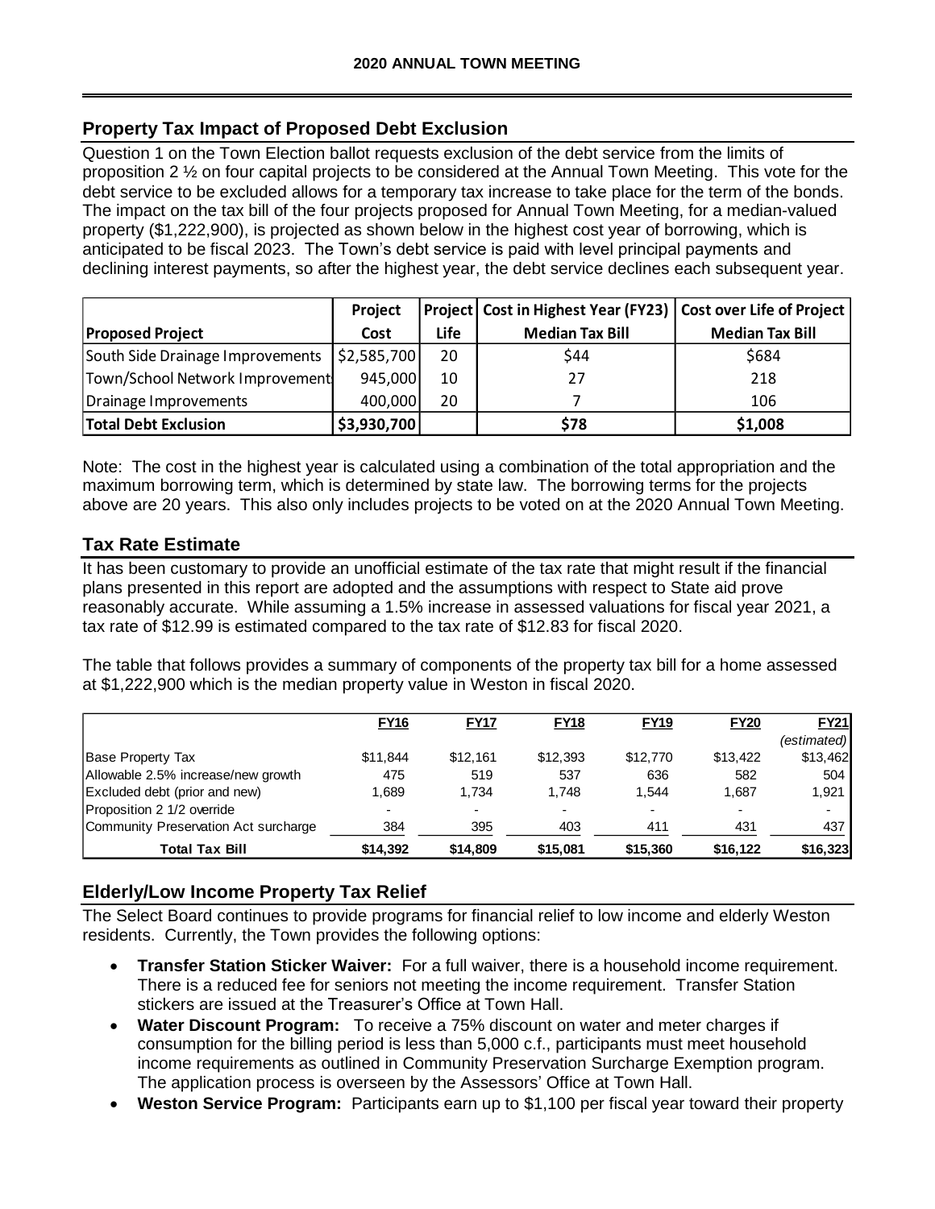## Property Tax Impact of Proposed Debt Exclusion

Question 1 on the Town Election ballot requests exclusion of the debt service from the limits of proposition 2 ½ on four capital projects to be considered at the Annual Town Meeting. This vote for the debt service to be excluded allows for a temporary tax increase to take place for the term of the bonds. The impact on the tax bill of the four projects proposed for Annual Town Meeting, for a median-valued property ($1,222,900), is projected as shown below in the highest cost year of borrowing, which is anticipated to be fiscal 2023. The Town's debt service is paid with level principal payments and declining interest payments, so after the highest year, the debt service declines each subsequent year.

| Proposed Project | Project Cost | Project Life | Cost in Highest Year (FY23) Median Tax Bill | Cost over Life of Project Median Tax Bill |
|---|---|---|---|---|
| South Side Drainage Improvements | $2,585,700 | 20 | $44 | $684 |
| Town/School Network Improvements | 945,000 | 10 | 27 | 218 |
| Drainage Improvements | 400,000 | 20 | 7 | 106 |
| **Total Debt Exclusion** | **$3,930,700** | | **$78** | **$1,008** |

Note: The cost in the highest year is calculated using a combination of the total appropriation and the maximum borrowing term, which is determined by state law. The borrowing terms for the projects above are 20 years. This also only includes projects to be voted on at the 2020 Annual Town Meeting.

## Tax Rate Estimate

It has been customary to provide an unofficial estimate of the tax rate that might result if the financial plans presented in this report are adopted and the assumptions with respect to State aid prove reasonably accurate. While assuming a 1.5% increase in assessed valuations for fiscal year 2021, a tax rate of $12.99 is estimated compared to the tax rate of $12.83 for fiscal 2020.

The table that follows provides a summary of components of the property tax bill for a home assessed at $1,222,900 which is the median property value in Weston in fiscal 2020.

| | FY16 | FY17 | FY18 | FY19 | FY20 | FY21 *(estimated)* |
|---|---|---|---|---|---|---|
| Base Property Tax | $11,844 | $12,161 | $12,393 | $12,770 | $13,422 | $13,462 |
| Allowable 2.5% increase/new growth | 475 | 519 | 537 | 636 | 582 | 504 |
| Excluded debt (prior and new) | 1,689 | 1,734 | 1,748 | 1,544 | 1,687 | 1,921 |
| Proposition 2 1/2 override | - | - | - | - | - | - |
| Community Preservation Act surcharge | 384 | 395 | 403 | 411 | 431 | 437 |
| **Total Tax Bill** | **$14,392** | **$14,809** | **$15,081** | **$15,360** | **$16,122** | **$16,323** |

## Elderly/Low Income Property Tax Relief

The Select Board continues to provide programs for financial relief to low income and elderly Weston residents. Currently, the Town provides the following options:

- **Transfer Station Sticker Waiver:** For a full waiver, there is a household income requirement. There is a reduced fee for seniors not meeting the income requirement. Transfer Station stickers are issued at the Treasurer's Office at Town Hall.
- **Water Discount Program:** To receive a 75% discount on water and meter charges if consumption for the billing period is less than 5,000 c.f., participants must meet household income requirements as outlined in Community Preservation Surcharge Exemption program. The application process is overseen by the Assessors' Office at Town Hall.
- **Weston Service Program:** Participants earn up to $1,100 per fiscal year toward their property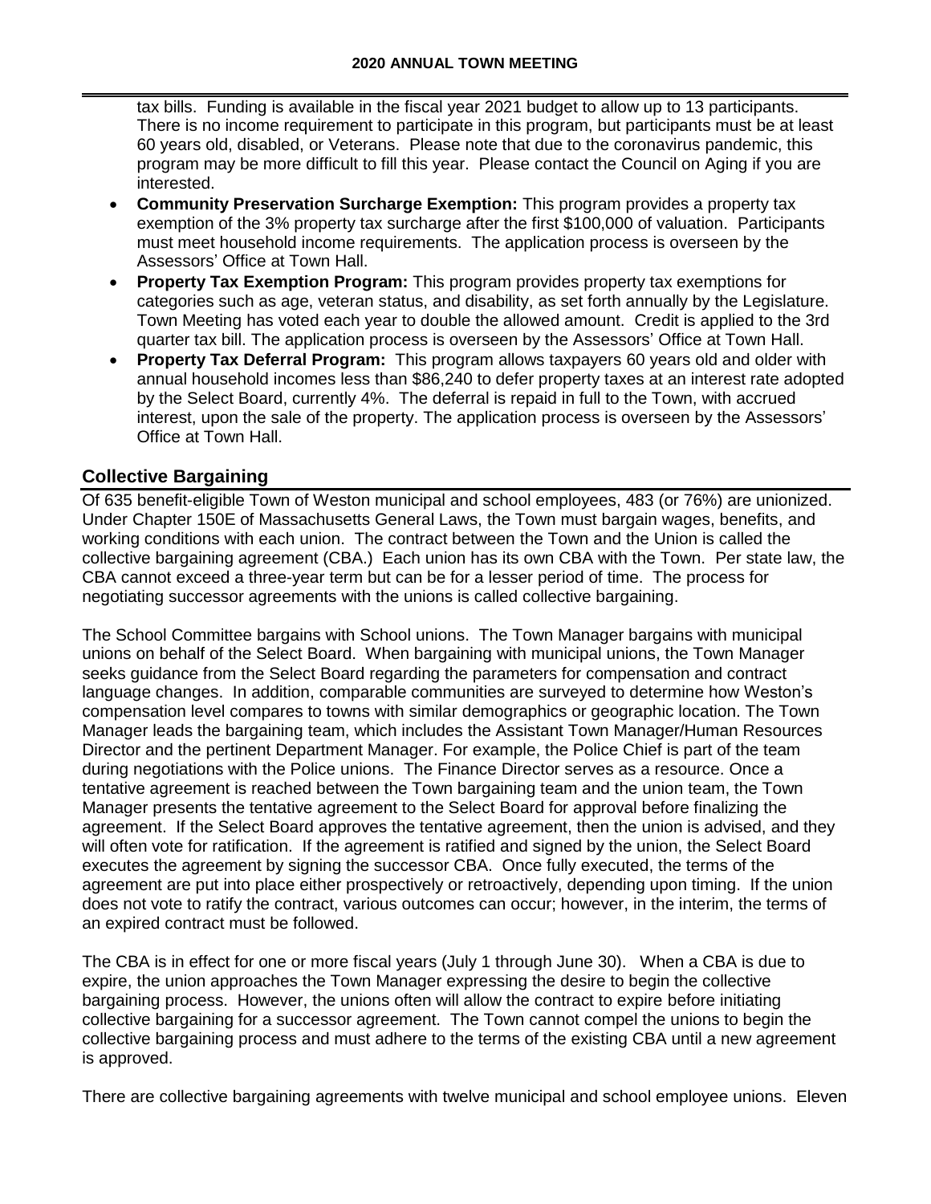tax bills. Funding is available in the fiscal year 2021 budget to allow up to 13 participants. There is no income requirement to participate in this program, but participants must be at least 60 years old, disabled, or Veterans. Please note that due to the coronavirus pandemic, this program may be more difficult to fill this year. Please contact the Council on Aging if you are interested.

- **Community Preservation Surcharge Exemption:** This program provides a property tax exemption of the 3% property tax surcharge after the first $100,000 of valuation. Participants must meet household income requirements. The application process is overseen by the Assessors' Office at Town Hall.
- **Property Tax Exemption Program:** This program provides property tax exemptions for categories such as age, veteran status, and disability, as set forth annually by the Legislature. Town Meeting has voted each year to double the allowed amount. Credit is applied to the 3rd quarter tax bill. The application process is overseen by the Assessors' Office at Town Hall.
- **Property Tax Deferral Program:** This program allows taxpayers 60 years old and older with annual household incomes less than $86,240 to defer property taxes at an interest rate adopted by the Select Board, currently 4%. The deferral is repaid in full to the Town, with accrued interest, upon the sale of the property. The application process is overseen by the Assessors' Office at Town Hall.

## Collective Bargaining

Of 635 benefit-eligible Town of Weston municipal and school employees, 483 (or 76%) are unionized. Under Chapter 150E of Massachusetts General Laws, the Town must bargain wages, benefits, and working conditions with each union. The contract between the Town and the Union is called the collective bargaining agreement (CBA.) Each union has its own CBA with the Town. Per state law, the CBA cannot exceed a three-year term but can be for a lesser period of time. The process for negotiating successor agreements with the unions is called collective bargaining.

The School Committee bargains with School unions. The Town Manager bargains with municipal unions on behalf of the Select Board. When bargaining with municipal unions, the Town Manager seeks guidance from the Select Board regarding the parameters for compensation and contract language changes. In addition, comparable communities are surveyed to determine how Weston's compensation level compares to towns with similar demographics or geographic location. The Town Manager leads the bargaining team, which includes the Assistant Town Manager/Human Resources Director and the pertinent Department Manager. For example, the Police Chief is part of the team during negotiations with the Police unions. The Finance Director serves as a resource. Once a tentative agreement is reached between the Town bargaining team and the union team, the Town Manager presents the tentative agreement to the Select Board for approval before finalizing the agreement. If the Select Board approves the tentative agreement, then the union is advised, and they will often vote for ratification. If the agreement is ratified and signed by the union, the Select Board executes the agreement by signing the successor CBA. Once fully executed, the terms of the agreement are put into place either prospectively or retroactively, depending upon timing. If the union does not vote to ratify the contract, various outcomes can occur; however, in the interim, the terms of an expired contract must be followed.

The CBA is in effect for one or more fiscal years (July 1 through June 30). When a CBA is due to expire, the union approaches the Town Manager expressing the desire to begin the collective bargaining process. However, the unions often will allow the contract to expire before initiating collective bargaining for a successor agreement. The Town cannot compel the unions to begin the collective bargaining process and must adhere to the terms of the existing CBA until a new agreement is approved.

There are collective bargaining agreements with twelve municipal and school employee unions. Eleven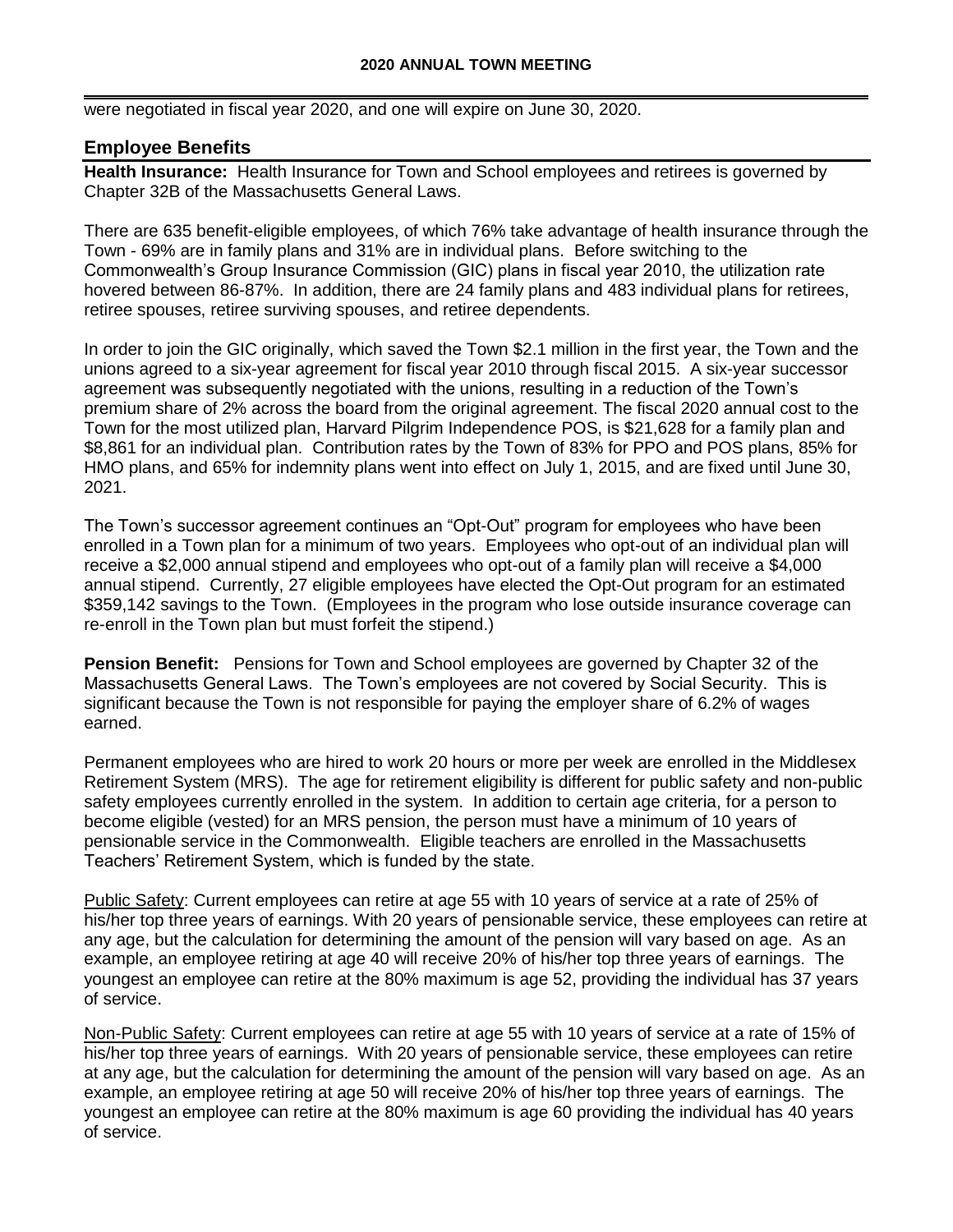were negotiated in fiscal year 2020, and one will expire on June 30, 2020.

## Employee Benefits

**Health Insurance:** Health Insurance for Town and School employees and retirees is governed by Chapter 32B of the Massachusetts General Laws.

There are 635 benefit-eligible employees, of which 76% take advantage of health insurance through the Town - 69% are in family plans and 31% are in individual plans. Before switching to the Commonwealth's Group Insurance Commission (GIC) plans in fiscal year 2010, the utilization rate hovered between 86-87%. In addition, there are 24 family plans and 483 individual plans for retirees, retiree spouses, retiree surviving spouses, and retiree dependents.

In order to join the GIC originally, which saved the Town $2.1 million in the first year, the Town and the unions agreed to a six-year agreement for fiscal year 2010 through fiscal 2015. A six-year successor agreement was subsequently negotiated with the unions, resulting in a reduction of the Town's premium share of 2% across the board from the original agreement. The fiscal 2020 annual cost to the Town for the most utilized plan, Harvard Pilgrim Independence POS, is $21,628 for a family plan and $8,861 for an individual plan. Contribution rates by the Town of 83% for PPO and POS plans, 85% for HMO plans, and 65% for indemnity plans went into effect on July 1, 2015, and are fixed until June 30, 2021.

The Town's successor agreement continues an "Opt-Out" program for employees who have been enrolled in a Town plan for a minimum of two years. Employees who opt-out of an individual plan will receive a $2,000 annual stipend and employees who opt-out of a family plan will receive a $4,000 annual stipend. Currently, 27 eligible employees have elected the Opt-Out program for an estimated $359,142 savings to the Town. (Employees in the program who lose outside insurance coverage can re-enroll in the Town plan but must forfeit the stipend.)

**Pension Benefit:** Pensions for Town and School employees are governed by Chapter 32 of the Massachusetts General Laws. The Town's employees are not covered by Social Security. This is significant because the Town is not responsible for paying the employer share of 6.2% of wages earned.

Permanent employees who are hired to work 20 hours or more per week are enrolled in the Middlesex Retirement System (MRS). The age for retirement eligibility is different for public safety and non-public safety employees currently enrolled in the system. In addition to certain age criteria, for a person to become eligible (vested) for an MRS pension, the person must have a minimum of 10 years of pensionable service in the Commonwealth. Eligible teachers are enrolled in the Massachusetts Teachers' Retirement System, which is funded by the state.

Public Safety: Current employees can retire at age 55 with 10 years of service at a rate of 25% of his/her top three years of earnings. With 20 years of pensionable service, these employees can retire at any age, but the calculation for determining the amount of the pension will vary based on age. As an example, an employee retiring at age 40 will receive 20% of his/her top three years of earnings. The youngest an employee can retire at the 80% maximum is age 52, providing the individual has 37 years of service.

Non-Public Safety: Current employees can retire at age 55 with 10 years of service at a rate of 15% of his/her top three years of earnings. With 20 years of pensionable service, these employees can retire at any age, but the calculation for determining the amount of the pension will vary based on age. As an example, an employee retiring at age 50 will receive 20% of his/her top three years of earnings. The youngest an employee can retire at the 80% maximum is age 60 providing the individual has 40 years of service.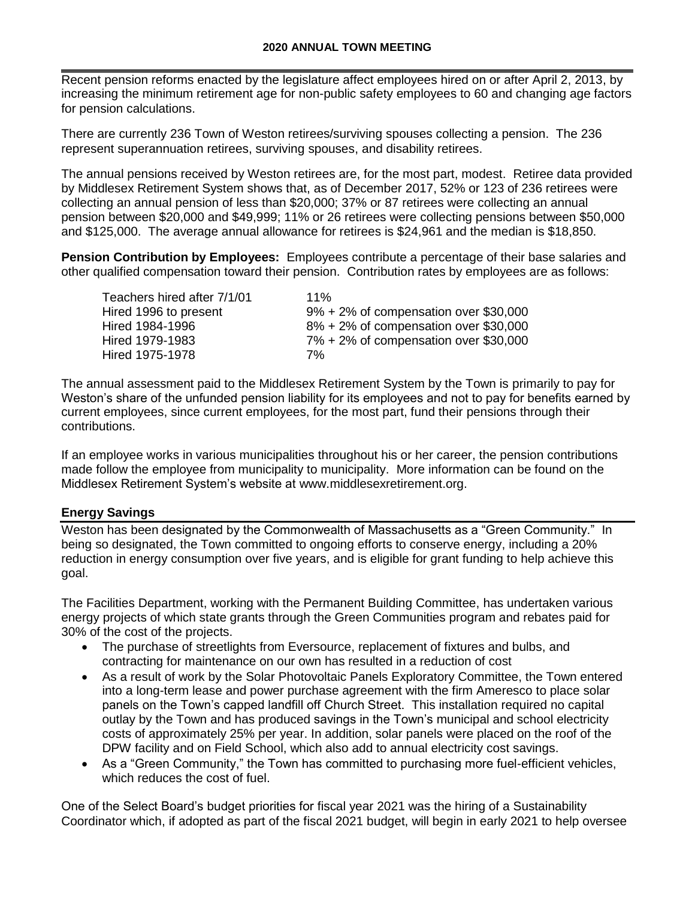Recent pension reforms enacted by the legislature affect employees hired on or after April 2, 2013, by increasing the minimum retirement age for non-public safety employees to 60 and changing age factors for pension calculations.

There are currently 236 Town of Weston retirees/surviving spouses collecting a pension. The 236 represent superannuation retirees, surviving spouses, and disability retirees.

The annual pensions received by Weston retirees are, for the most part, modest. Retiree data provided by Middlesex Retirement System shows that, as of December 2017, 52% or 123 of 236 retirees were collecting an annual pension of less than $20,000; 37% or 87 retirees were collecting an annual pension between $20,000 and $49,999; 11% or 26 retirees were collecting pensions between $50,000 and $125,000. The average annual allowance for retirees is $24,961 and the median is $18,850.

**Pension Contribution by Employees:** Employees contribute a percentage of their base salaries and other qualified compensation toward their pension. Contribution rates by employees are as follows:

| | |
|---|---|
| Teachers hired after 7/1/01 | 11% |
| Hired 1996 to present | 9% + 2% of compensation over $30,000 |
| Hired 1984-1996 | 8% + 2% of compensation over $30,000 |
| Hired 1979-1983 | 7% + 2% of compensation over $30,000 |
| Hired 1975-1978 | 7% |

The annual assessment paid to the Middlesex Retirement System by the Town is primarily to pay for Weston's share of the unfunded pension liability for its employees and not to pay for benefits earned by current employees, since current employees, for the most part, fund their pensions through their contributions.

If an employee works in various municipalities throughout his or her career, the pension contributions made follow the employee from municipality to municipality. More information can be found on the Middlesex Retirement System's website at www.middlesexretirement.org.

## Energy Savings

Weston has been designated by the Commonwealth of Massachusetts as a "Green Community." In being so designated, the Town committed to ongoing efforts to conserve energy, including a 20% reduction in energy consumption over five years, and is eligible for grant funding to help achieve this goal.

The Facilities Department, working with the Permanent Building Committee, has undertaken various energy projects of which state grants through the Green Communities program and rebates paid for 30% of the cost of the projects.

- The purchase of streetlights from Eversource, replacement of fixtures and bulbs, and contracting for maintenance on our own has resulted in a reduction of cost
- As a result of work by the Solar Photovoltaic Panels Exploratory Committee, the Town entered into a long-term lease and power purchase agreement with the firm Ameresco to place solar panels on the Town's capped landfill off Church Street. This installation required no capital outlay by the Town and has produced savings in the Town's municipal and school electricity costs of approximately 25% per year. In addition, solar panels were placed on the roof of the DPW facility and on Field School, which also add to annual electricity cost savings.
- As a "Green Community," the Town has committed to purchasing more fuel-efficient vehicles, which reduces the cost of fuel.

One of the Select Board's budget priorities for fiscal year 2021 was the hiring of a Sustainability Coordinator which, if adopted as part of the fiscal 2021 budget, will begin in early 2021 to help oversee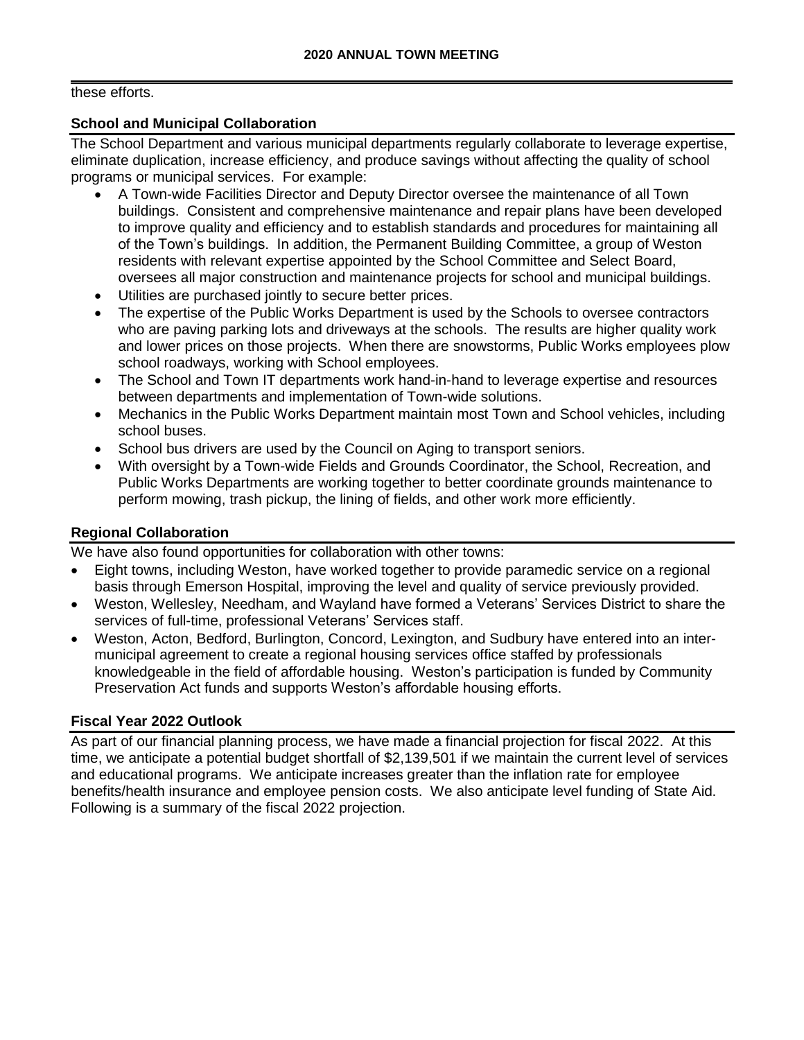these efforts.

## School and Municipal Collaboration

The School Department and various municipal departments regularly collaborate to leverage expertise, eliminate duplication, increase efficiency, and produce savings without affecting the quality of school programs or municipal services. For example:

- A Town-wide Facilities Director and Deputy Director oversee the maintenance of all Town buildings. Consistent and comprehensive maintenance and repair plans have been developed to improve quality and efficiency and to establish standards and procedures for maintaining all of the Town's buildings. In addition, the Permanent Building Committee, a group of Weston residents with relevant expertise appointed by the School Committee and Select Board, oversees all major construction and maintenance projects for school and municipal buildings.
- Utilities are purchased jointly to secure better prices.
- The expertise of the Public Works Department is used by the Schools to oversee contractors who are paving parking lots and driveways at the schools. The results are higher quality work and lower prices on those projects. When there are snowstorms, Public Works employees plow school roadways, working with School employees.
- The School and Town IT departments work hand-in-hand to leverage expertise and resources between departments and implementation of Town-wide solutions.
- Mechanics in the Public Works Department maintain most Town and School vehicles, including school buses.
- School bus drivers are used by the Council on Aging to transport seniors.
- With oversight by a Town-wide Fields and Grounds Coordinator, the School, Recreation, and Public Works Departments are working together to better coordinate grounds maintenance to perform mowing, trash pickup, the lining of fields, and other work more efficiently.

## Regional Collaboration

We have also found opportunities for collaboration with other towns:

- Eight towns, including Weston, have worked together to provide paramedic service on a regional basis through Emerson Hospital, improving the level and quality of service previously provided.
- Weston, Wellesley, Needham, and Wayland have formed a Veterans' Services District to share the services of full-time, professional Veterans' Services staff.
- Weston, Acton, Bedford, Burlington, Concord, Lexington, and Sudbury have entered into an inter-municipal agreement to create a regional housing services office staffed by professionals knowledgeable in the field of affordable housing. Weston's participation is funded by Community Preservation Act funds and supports Weston's affordable housing efforts.

## Fiscal Year 2022 Outlook

As part of our financial planning process, we have made a financial projection for fiscal 2022. At this time, we anticipate a potential budget shortfall of $2,139,501 if we maintain the current level of services and educational programs. We anticipate increases greater than the inflation rate for employee benefits/health insurance and employee pension costs. We also anticipate level funding of State Aid. Following is a summary of the fiscal 2022 projection.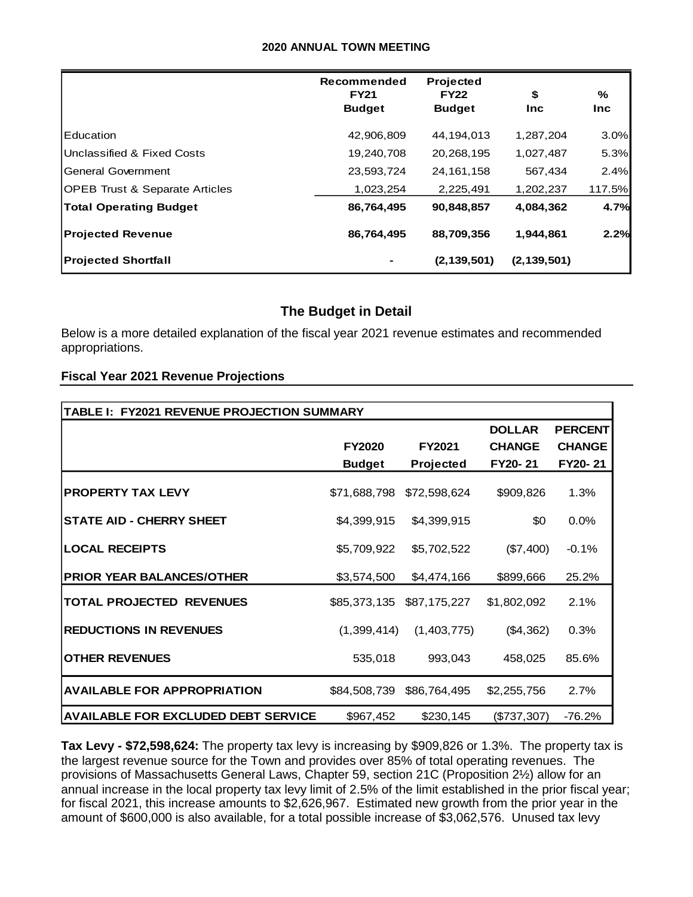**2020 ANNUAL TOWN MEETING**

| | Recommended FY21 Budget | Projected FY22 Budget | $ Inc | % Inc |
|---|---|---|---|---|
| Education | 42,906,809 | 44,194,013 | 1,287,204 | 3.0% |
| Unclassified & Fixed Costs | 19,240,708 | 20,268,195 | 1,027,487 | 5.3% |
| General Government | 23,593,724 | 24,161,158 | 567,434 | 2.4% |
| OPEB Trust & Separate Articles | 1,023,254 | 2,225,491 | 1,202,237 | 117.5% |
| **Total Operating Budget** | **86,764,495** | **90,848,857** | **4,084,362** | **4.7%** |
| **Projected Revenue** | **86,764,495** | **88,709,356** | **1,944,861** | **2.2%** |
| **Projected Shortfall** | **-** | **(2,139,501)** | **(2,139,501)** | |

## The Budget in Detail

Below is a more detailed explanation of the fiscal year 2021 revenue estimates and recommended appropriations.

### Fiscal Year 2021 Revenue Projections

| TABLE I: FY2021 REVENUE PROJECTION SUMMARY | FY2020 Budget | FY2021 Projected | DOLLAR CHANGE FY20-21 | PERCENT CHANGE FY20-21 |
|---|---|---|---|---|
| **PROPERTY TAX LEVY** | $71,688,798 | $72,598,624 | $909,826 | 1.3% |
| **STATE AID - CHERRY SHEET** | $4,399,915 | $4,399,915 | $0 | 0.0% |
| **LOCAL RECEIPTS** | $5,709,922 | $5,702,522 | ($7,400) | -0.1% |
| **PRIOR YEAR BALANCES/OTHER** | $3,574,500 | $4,474,166 | $899,666 | 25.2% |
| **TOTAL PROJECTED REVENUES** | $85,373,135 | $87,175,227 | $1,802,092 | 2.1% |
| **REDUCTIONS IN REVENUES** | (1,399,414) | (1,403,775) | ($4,362) | 0.3% |
| **OTHER REVENUES** | 535,018 | 993,043 | 458,025 | 85.6% |
| **AVAILABLE FOR APPROPRIATION** | $84,508,739 | $86,764,495 | $2,255,756 | 2.7% |
| **AVAILABLE FOR EXCLUDED DEBT SERVICE** | $967,452 | $230,145 | ($737,307) | -76.2% |

**Tax Levy - $72,598,624:** The property tax levy is increasing by $909,826 or 1.3%. The property tax is the largest revenue source for the Town and provides over 85% of total operating revenues. The provisions of Massachusetts General Laws, Chapter 59, section 21C (Proposition 2½) allow for an annual increase in the local property tax levy limit of 2.5% of the limit established in the prior fiscal year; for fiscal 2021, this increase amounts to $2,626,967. Estimated new growth from the prior year in the amount of $600,000 is also available, for a total possible increase of $3,062,576. Unused tax levy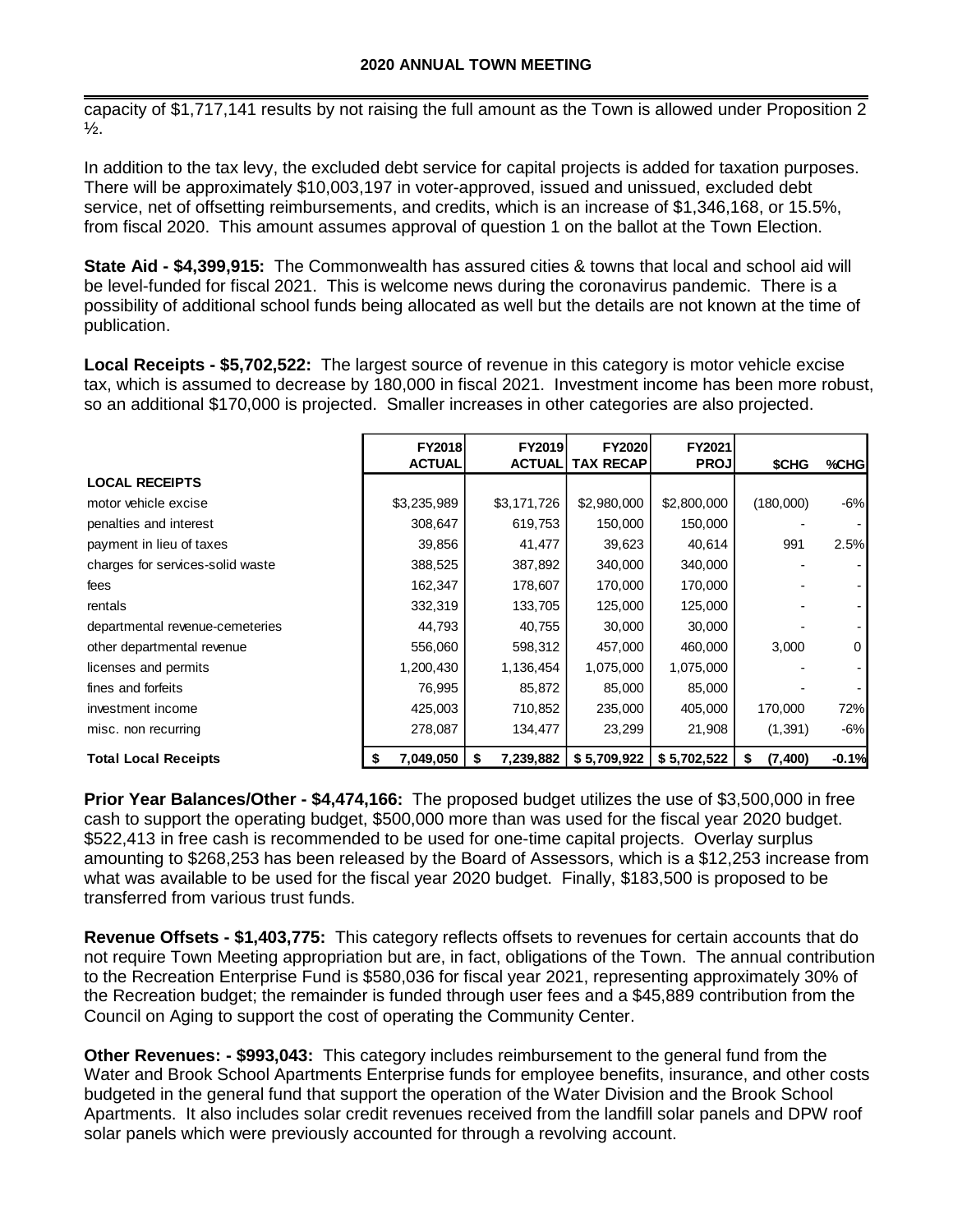capacity of $1,717,141 results by not raising the full amount as the Town is allowed under Proposition 2 ½.

In addition to the tax levy, the excluded debt service for capital projects is added for taxation purposes. There will be approximately $10,003,197 in voter-approved, issued and unissued, excluded debt service, net of offsetting reimbursements, and credits, which is an increase of $1,346,168, or 15.5%, from fiscal 2020. This amount assumes approval of question 1 on the ballot at the Town Election.

**State Aid - $4,399,915:** The Commonwealth has assured cities & towns that local and school aid will be level-funded for fiscal 2021. This is welcome news during the coronavirus pandemic. There is a possibility of additional school funds being allocated as well but the details are not known at the time of publication.

**Local Receipts - $5,702,522:** The largest source of revenue in this category is motor vehicle excise tax, which is assumed to decrease by 180,000 in fiscal 2021. Investment income has been more robust, so an additional $170,000 is projected. Smaller increases in other categories are also projected.

| | FY2018 ACTUAL | FY2019 ACTUAL | FY2020 TAX RECAP | FY2021 PROJ | $CHG | %CHG |
|---|---|---|---|---|---|---|
| **LOCAL RECEIPTS** | | | | | | |
| motor vehicle excise | $3,235,989 | $3,171,726 | $2,980,000 | $2,800,000 | (180,000) | -6% |
| penalties and interest | 308,647 | 619,753 | 150,000 | 150,000 | - | - |
| payment in lieu of taxes | 39,856 | 41,477 | 39,623 | 40,614 | 991 | 2.5% |
| charges for services-solid waste | 388,525 | 387,892 | 340,000 | 340,000 | - | - |
| fees | 162,347 | 178,607 | 170,000 | 170,000 | - | - |
| rentals | 332,319 | 133,705 | 125,000 | 125,000 | - | - |
| departmental revenue-cemeteries | 44,793 | 40,755 | 30,000 | 30,000 | - | - |
| other departmental revenue | 556,060 | 598,312 | 457,000 | 460,000 | 3,000 | 0 |
| licenses and permits | 1,200,430 | 1,136,454 | 1,075,000 | 1,075,000 | - | - |
| fines and forfeits | 76,995 | 85,872 | 85,000 | 85,000 | - | - |
| investment income | 425,003 | 710,852 | 235,000 | 405,000 | 170,000 | 72% |
| misc. non recurring | 278,087 | 134,477 | 23,299 | 21,908 | (1,391) | -6% |
| **Total Local Receipts** | **$ 7,049,050** | **$ 7,239,882** | **$ 5,709,922** | **$ 5,702,522** | **$ (7,400)** | **-0.1%** |

**Prior Year Balances/Other - $4,474,166:** The proposed budget utilizes the use of $3,500,000 in free cash to support the operating budget, $500,000 more than was used for the fiscal year 2020 budget. $522,413 in free cash is recommended to be used for one-time capital projects. Overlay surplus amounting to $268,253 has been released by the Board of Assessors, which is a $12,253 increase from what was available to be used for the fiscal year 2020 budget. Finally, $183,500 is proposed to be transferred from various trust funds.

**Revenue Offsets - $1,403,775:** This category reflects offsets to revenues for certain accounts that do not require Town Meeting appropriation but are, in fact, obligations of the Town. The annual contribution to the Recreation Enterprise Fund is $580,036 for fiscal year 2021, representing approximately 30% of the Recreation budget; the remainder is funded through user fees and a $45,889 contribution from the Council on Aging to support the cost of operating the Community Center.

**Other Revenues: - $993,043:** This category includes reimbursement to the general fund from the Water and Brook School Apartments Enterprise funds for employee benefits, insurance, and other costs budgeted in the general fund that support the operation of the Water Division and the Brook School Apartments. It also includes solar credit revenues received from the landfill solar panels and DPW roof solar panels which were previously accounted for through a revolving account.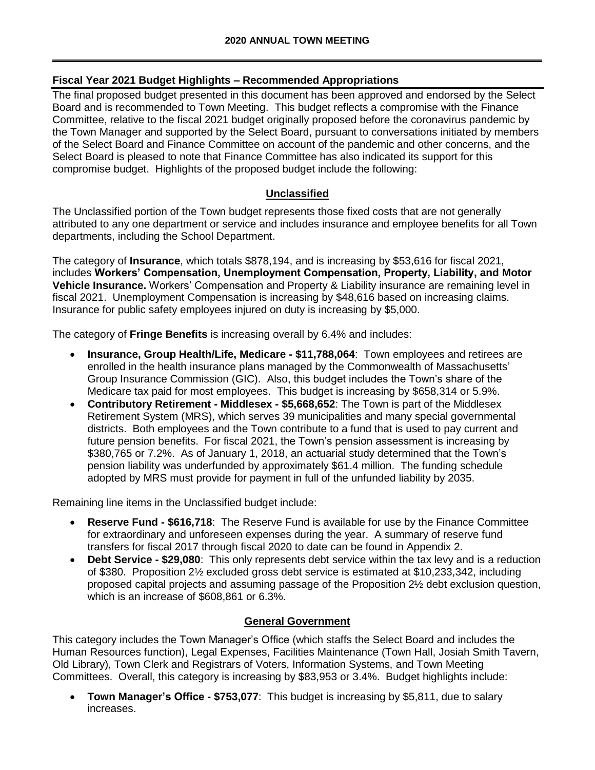## Fiscal Year 2021 Budget Highlights – Recommended Appropriations

The final proposed budget presented in this document has been approved and endorsed by the Select Board and is recommended to Town Meeting. This budget reflects a compromise with the Finance Committee, relative to the fiscal 2021 budget originally proposed before the coronavirus pandemic by the Town Manager and supported by the Select Board, pursuant to conversations initiated by members of the Select Board and Finance Committee on account of the pandemic and other concerns, and the Select Board is pleased to note that Finance Committee has also indicated its support for this compromise budget. Highlights of the proposed budget include the following:

### Unclassified

The Unclassified portion of the Town budget represents those fixed costs that are not generally attributed to any one department or service and includes insurance and employee benefits for all Town departments, including the School Department.

The category of **Insurance**, which totals $878,194, and is increasing by $53,616 for fiscal 2021, includes **Workers' Compensation, Unemployment Compensation, Property, Liability, and Motor Vehicle Insurance.** Workers' Compensation and Property & Liability insurance are remaining level in fiscal 2021. Unemployment Compensation is increasing by $48,616 based on increasing claims. Insurance for public safety employees injured on duty is increasing by $5,000.

The category of **Fringe Benefits** is increasing overall by 6.4% and includes:

- **Insurance, Group Health/Life, Medicare - $11,788,064**: Town employees and retirees are enrolled in the health insurance plans managed by the Commonwealth of Massachusetts' Group Insurance Commission (GIC). Also, this budget includes the Town's share of the Medicare tax paid for most employees. This budget is increasing by $658,314 or 5.9%.
- **Contributory Retirement - Middlesex - $5,668,652**: The Town is part of the Middlesex Retirement System (MRS), which serves 39 municipalities and many special governmental districts. Both employees and the Town contribute to a fund that is used to pay current and future pension benefits. For fiscal 2021, the Town's pension assessment is increasing by $380,765 or 7.2%. As of January 1, 2018, an actuarial study determined that the Town's pension liability was underfunded by approximately $61.4 million. The funding schedule adopted by MRS must provide for payment in full of the unfunded liability by 2035.

Remaining line items in the Unclassified budget include:

- **Reserve Fund - $616,718**: The Reserve Fund is available for use by the Finance Committee for extraordinary and unforeseen expenses during the year. A summary of reserve fund transfers for fiscal 2017 through fiscal 2020 to date can be found in Appendix 2.
- **Debt Service - $29,080**: This only represents debt service within the tax levy and is a reduction of $380. Proposition 2½ excluded gross debt service is estimated at $10,233,342, including proposed capital projects and assuming passage of the Proposition 2½ debt exclusion question, which is an increase of $608,861 or 6.3%.

### General Government

This category includes the Town Manager's Office (which staffs the Select Board and includes the Human Resources function), Legal Expenses, Facilities Maintenance (Town Hall, Josiah Smith Tavern, Old Library), Town Clerk and Registrars of Voters, Information Systems, and Town Meeting Committees. Overall, this category is increasing by $83,953 or 3.4%. Budget highlights include:

- **Town Manager's Office - $753,077**: This budget is increasing by $5,811, due to salary increases.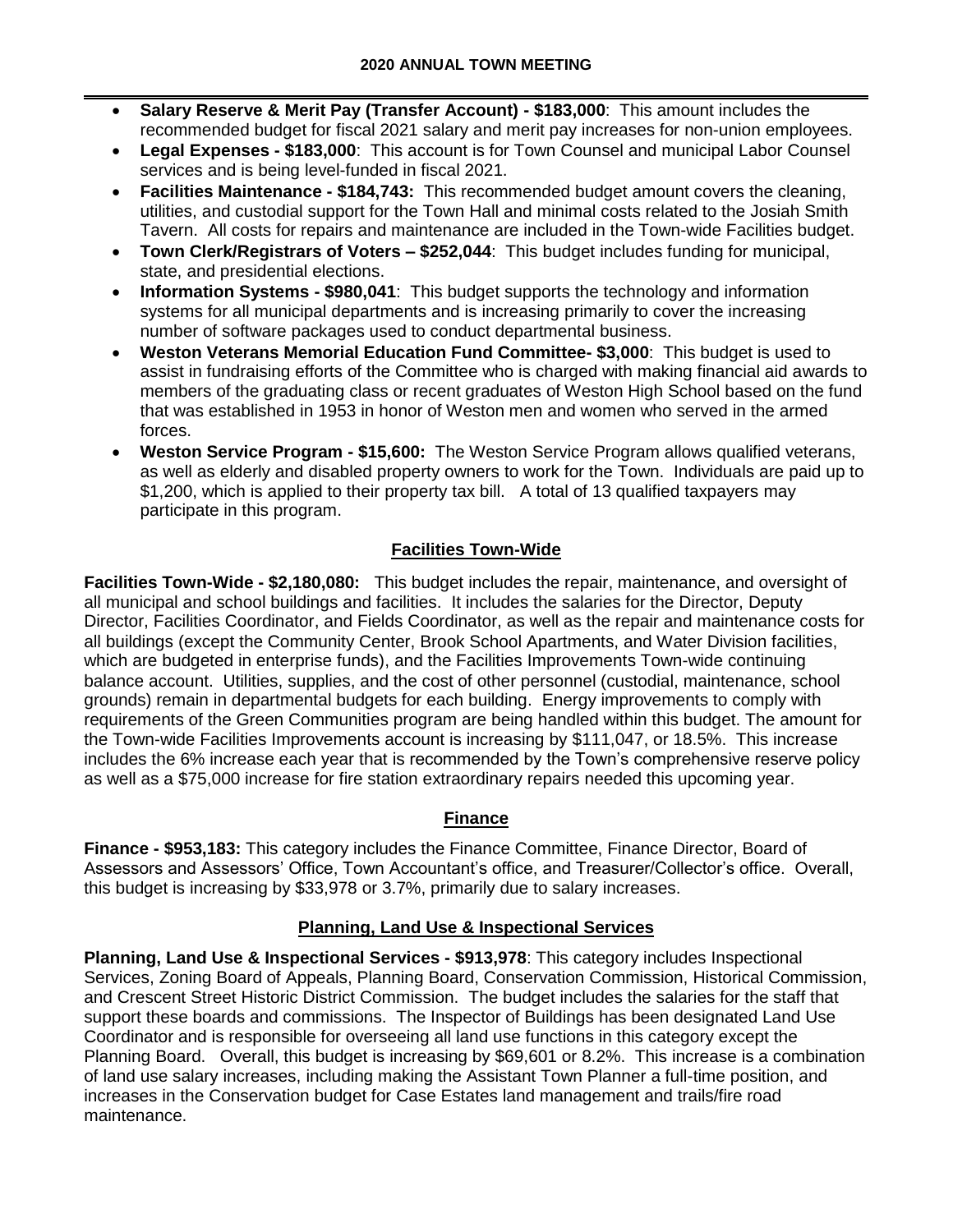- **Salary Reserve & Merit Pay (Transfer Account) - $183,000**: This amount includes the recommended budget for fiscal 2021 salary and merit pay increases for non-union employees.
- **Legal Expenses - $183,000**: This account is for Town Counsel and municipal Labor Counsel services and is being level-funded in fiscal 2021.
- **Facilities Maintenance - $184,743:** This recommended budget amount covers the cleaning, utilities, and custodial support for the Town Hall and minimal costs related to the Josiah Smith Tavern. All costs for repairs and maintenance are included in the Town-wide Facilities budget.
- **Town Clerk/Registrars of Voters – $252,044**: This budget includes funding for municipal, state, and presidential elections.
- **Information Systems - $980,041**: This budget supports the technology and information systems for all municipal departments and is increasing primarily to cover the increasing number of software packages used to conduct departmental business.
- **Weston Veterans Memorial Education Fund Committee- $3,000**: This budget is used to assist in fundraising efforts of the Committee who is charged with making financial aid awards to members of the graduating class or recent graduates of Weston High School based on the fund that was established in 1953 in honor of Weston men and women who served in the armed forces.
- **Weston Service Program - $15,600:** The Weston Service Program allows qualified veterans, as well as elderly and disabled property owners to work for the Town. Individuals are paid up to $1,200, which is applied to their property tax bill. A total of 13 qualified taxpayers may participate in this program.

## Facilities Town-Wide

**Facilities Town-Wide - $2,180,080:** This budget includes the repair, maintenance, and oversight of all municipal and school buildings and facilities. It includes the salaries for the Director, Deputy Director, Facilities Coordinator, and Fields Coordinator, as well as the repair and maintenance costs for all buildings (except the Community Center, Brook School Apartments, and Water Division facilities, which are budgeted in enterprise funds), and the Facilities Improvements Town-wide continuing balance account. Utilities, supplies, and the cost of other personnel (custodial, maintenance, school grounds) remain in departmental budgets for each building. Energy improvements to comply with requirements of the Green Communities program are being handled within this budget. The amount for the Town-wide Facilities Improvements account is increasing by $111,047, or 18.5%. This increase includes the 6% increase each year that is recommended by the Town's comprehensive reserve policy as well as a $75,000 increase for fire station extraordinary repairs needed this upcoming year.

## Finance

**Finance - $953,183:** This category includes the Finance Committee, Finance Director, Board of Assessors and Assessors' Office, Town Accountant's office, and Treasurer/Collector's office. Overall, this budget is increasing by $33,978 or 3.7%, primarily due to salary increases.

## Planning, Land Use & Inspectional Services

**Planning, Land Use & Inspectional Services - $913,978**: This category includes Inspectional Services, Zoning Board of Appeals, Planning Board, Conservation Commission, Historical Commission, and Crescent Street Historic District Commission. The budget includes the salaries for the staff that support these boards and commissions. The Inspector of Buildings has been designated Land Use Coordinator and is responsible for overseeing all land use functions in this category except the Planning Board. Overall, this budget is increasing by $69,601 or 8.2%. This increase is a combination of land use salary increases, including making the Assistant Town Planner a full-time position, and increases in the Conservation budget for Case Estates land management and trails/fire road maintenance.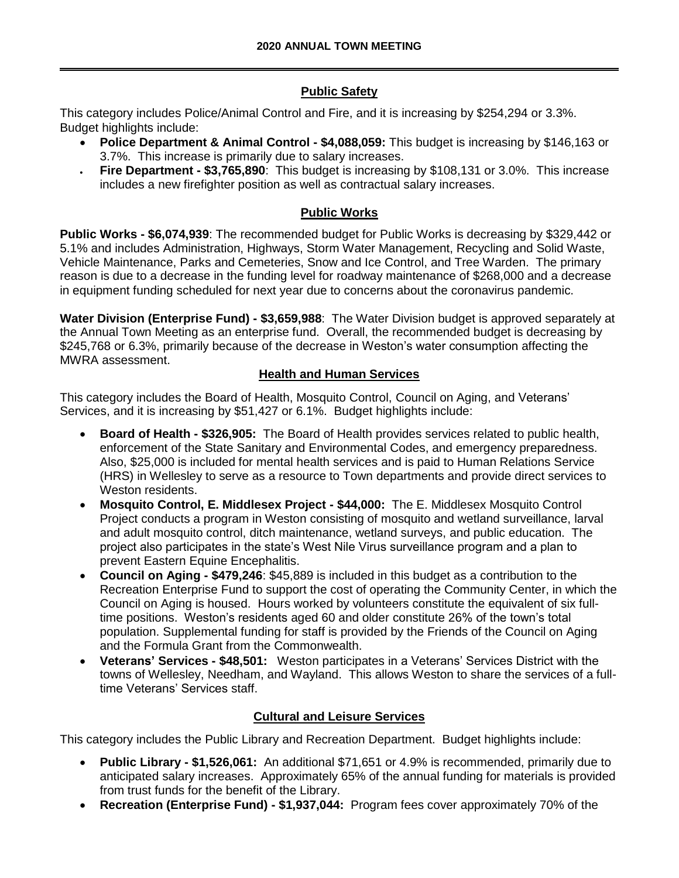## Public Safety

This category includes Police/Animal Control and Fire, and it is increasing by $254,294 or 3.3%. Budget highlights include:

- **Police Department & Animal Control - $4,088,059:** This budget is increasing by $146,163 or 3.7%. This increase is primarily due to salary increases.
- **Fire Department - $3,765,890**: This budget is increasing by $108,131 or 3.0%. This increase includes a new firefighter position as well as contractual salary increases.

## Public Works

**Public Works - $6,074,939**: The recommended budget for Public Works is decreasing by $329,442 or 5.1% and includes Administration, Highways, Storm Water Management, Recycling and Solid Waste, Vehicle Maintenance, Parks and Cemeteries, Snow and Ice Control, and Tree Warden. The primary reason is due to a decrease in the funding level for roadway maintenance of $268,000 and a decrease in equipment funding scheduled for next year due to concerns about the coronavirus pandemic.

**Water Division (Enterprise Fund) - $3,659,988**: The Water Division budget is approved separately at the Annual Town Meeting as an enterprise fund. Overall, the recommended budget is decreasing by $245,768 or 6.3%, primarily because of the decrease in Weston's water consumption affecting the MWRA assessment.

## Health and Human Services

This category includes the Board of Health, Mosquito Control, Council on Aging, and Veterans' Services, and it is increasing by $51,427 or 6.1%. Budget highlights include:

- **Board of Health - $326,905:** The Board of Health provides services related to public health, enforcement of the State Sanitary and Environmental Codes, and emergency preparedness. Also, $25,000 is included for mental health services and is paid to Human Relations Service (HRS) in Wellesley to serve as a resource to Town departments and provide direct services to Weston residents.
- **Mosquito Control, E. Middlesex Project - $44,000:** The E. Middlesex Mosquito Control Project conducts a program in Weston consisting of mosquito and wetland surveillance, larval and adult mosquito control, ditch maintenance, wetland surveys, and public education. The project also participates in the state's West Nile Virus surveillance program and a plan to prevent Eastern Equine Encephalitis.
- **Council on Aging - $479,246**: $45,889 is included in this budget as a contribution to the Recreation Enterprise Fund to support the cost of operating the Community Center, in which the Council on Aging is housed. Hours worked by volunteers constitute the equivalent of six full-time positions. Weston's residents aged 60 and older constitute 26% of the town's total population. Supplemental funding for staff is provided by the Friends of the Council on Aging and the Formula Grant from the Commonwealth.
- **Veterans' Services - $48,501:** Weston participates in a Veterans' Services District with the towns of Wellesley, Needham, and Wayland. This allows Weston to share the services of a full-time Veterans' Services staff.

## Cultural and Leisure Services

This category includes the Public Library and Recreation Department. Budget highlights include:

- **Public Library - $1,526,061:** An additional $71,651 or 4.9% is recommended, primarily due to anticipated salary increases. Approximately 65% of the annual funding for materials is provided from trust funds for the benefit of the Library.
- **Recreation (Enterprise Fund) - $1,937,044:** Program fees cover approximately 70% of the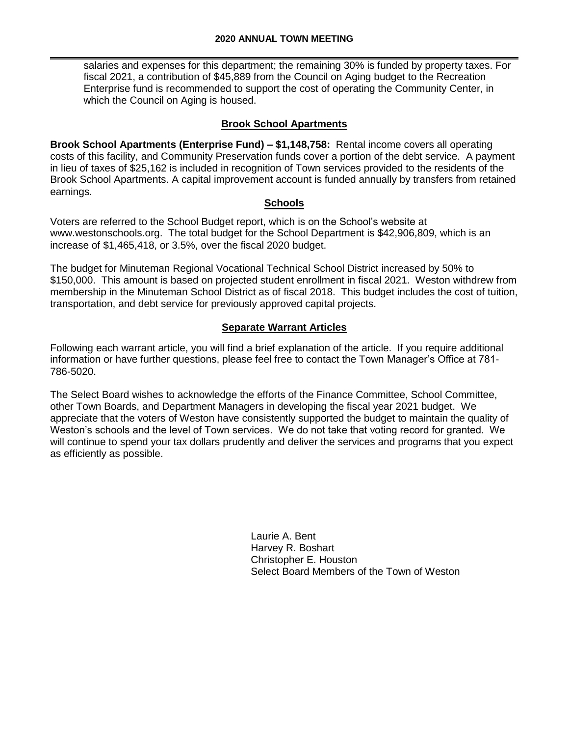salaries and expenses for this department; the remaining 30% is funded by property taxes. For fiscal 2021, a contribution of $45,889 from the Council on Aging budget to the Recreation Enterprise fund is recommended to support the cost of operating the Community Center, in which the Council on Aging is housed.

## Brook School Apartments

**Brook School Apartments (Enterprise Fund) – $1,148,758:** Rental income covers all operating costs of this facility, and Community Preservation funds cover a portion of the debt service. A payment in lieu of taxes of $25,162 is included in recognition of Town services provided to the residents of the Brook School Apartments. A capital improvement account is funded annually by transfers from retained earnings.

## Schools

Voters are referred to the School Budget report, which is on the School's website at www.westonschools.org. The total budget for the School Department is $42,906,809, which is an increase of $1,465,418, or 3.5%, over the fiscal 2020 budget.

The budget for Minuteman Regional Vocational Technical School District increased by 50% to $150,000. This amount is based on projected student enrollment in fiscal 2021. Weston withdrew from membership in the Minuteman School District as of fiscal 2018. This budget includes the cost of tuition, transportation, and debt service for previously approved capital projects.

## Separate Warrant Articles

Following each warrant article, you will find a brief explanation of the article. If you require additional information or have further questions, please feel free to contact the Town Manager's Office at 781-786-5020.

The Select Board wishes to acknowledge the efforts of the Finance Committee, School Committee, other Town Boards, and Department Managers in developing the fiscal year 2021 budget. We appreciate that the voters of Weston have consistently supported the budget to maintain the quality of Weston's schools and the level of Town services. We do not take that voting record for granted. We will continue to spend your tax dollars prudently and deliver the services and programs that you expect as efficiently as possible.

Laurie A. Bent
Harvey R. Boshart
Christopher E. Houston
Select Board Members of the Town of Weston